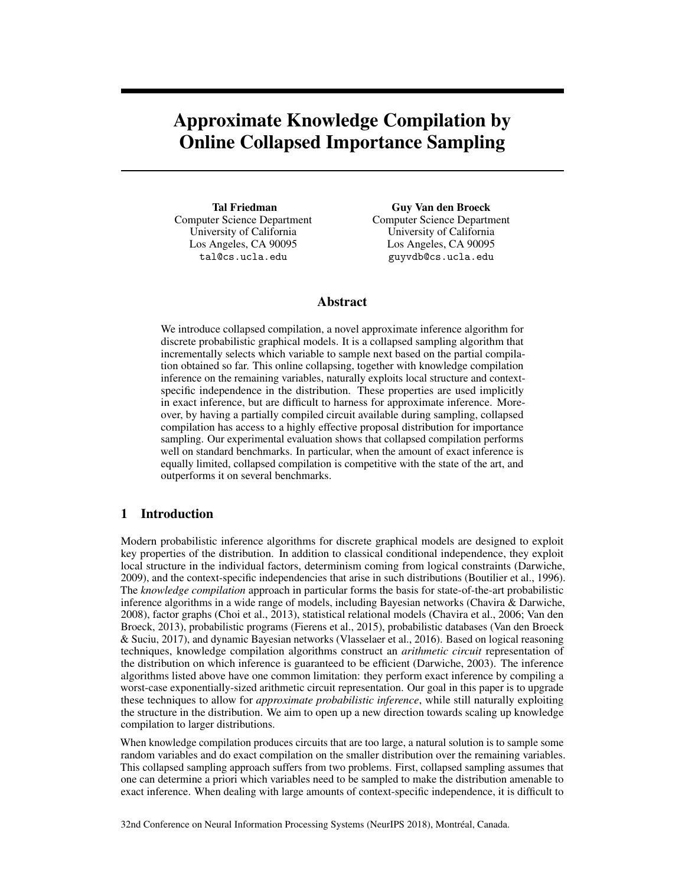# Approximate Knowledge Compilation by Online Collapsed Importance Sampling

**Tal Friedman**
Computer Science Department
University of California
Los Angeles, CA 90095
tal@cs.ucla.edu

**Guy Van den Broeck**
Computer Science Department
University of California
Los Angeles, CA 90095
guyvdb@cs.ucla.edu

## Abstract

We introduce collapsed compilation, a novel approximate inference algorithm for discrete probabilistic graphical models. It is a collapsed sampling algorithm that incrementally selects which variable to sample next based on the partial compilation obtained so far. This online collapsing, together with knowledge compilation inference on the remaining variables, naturally exploits local structure and context-specific independence in the distribution. These properties are used implicitly in exact inference, but are difficult to harness for approximate inference. Moreover, by having a partially compiled circuit available during sampling, collapsed compilation has access to a highly effective proposal distribution for importance sampling. Our experimental evaluation shows that collapsed compilation performs well on standard benchmarks. In particular, when the amount of exact inference is equally limited, collapsed compilation is competitive with the state of the art, and outperforms it on several benchmarks.

## 1 Introduction

Modern probabilistic inference algorithms for discrete graphical models are designed to exploit key properties of the distribution. In addition to classical conditional independence, they exploit local structure in the individual factors, determinism coming from logical constraints (Darwiche, 2009), and the context-specific independencies that arise in such distributions (Boutilier et al., 1996). The *knowledge compilation* approach in particular forms the basis for state-of-the-art probabilistic inference algorithms in a wide range of models, including Bayesian networks (Chavira & Darwiche, 2008), factor graphs (Choi et al., 2013), statistical relational models (Chavira et al., 2006; Van den Broeck, 2013), probabilistic programs (Fierens et al., 2015), probabilistic databases (Van den Broeck & Suciu, 2017), and dynamic Bayesian networks (Vlasselaer et al., 2016). Based on logical reasoning techniques, knowledge compilation algorithms construct an *arithmetic circuit* representation of the distribution on which inference is guaranteed to be efficient (Darwiche, 2003). The inference algorithms listed above have one common limitation: they perform exact inference by compiling a worst-case exponentially-sized arithmetic circuit representation. Our goal in this paper is to upgrade these techniques to allow for *approximate probabilistic inference*, while still naturally exploiting the structure in the distribution. We aim to open up a new direction towards scaling up knowledge compilation to larger distributions.

When knowledge compilation produces circuits that are too large, a natural solution is to sample some random variables and do exact compilation on the smaller distribution over the remaining variables. This collapsed sampling approach suffers from two problems. First, collapsed sampling assumes that one can determine a priori which variables need to be sampled to make the distribution amenable to exact inference. When dealing with large amounts of context-specific independence, it is difficult to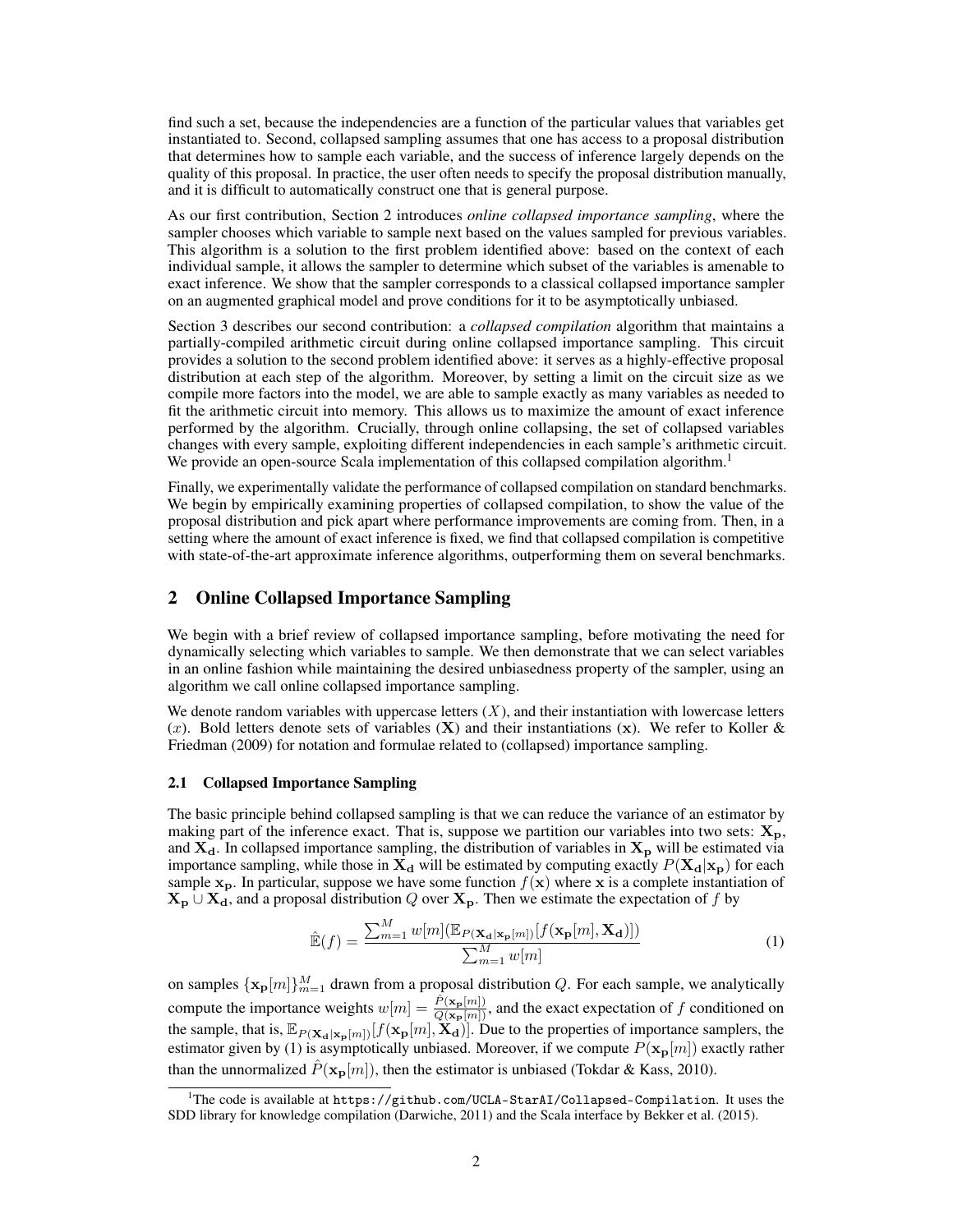find such a set, because the independencies are a function of the particular values that variables get instantiated to. Second, collapsed sampling assumes that one has access to a proposal distribution that determines how to sample each variable, and the success of inference largely depends on the quality of this proposal. In practice, the user often needs to specify the proposal distribution manually, and it is difficult to automatically construct one that is general purpose.

As our first contribution, Section 2 introduces *online collapsed importance sampling*, where the sampler chooses which variable to sample next based on the values sampled for previous variables. This algorithm is a solution to the first problem identified above: based on the context of each individual sample, it allows the sampler to determine which subset of the variables is amenable to exact inference. We show that the sampler corresponds to a classical collapsed importance sampler on an augmented graphical model and prove conditions for it to be asymptotically unbiased.

Section 3 describes our second contribution: a *collapsed compilation* algorithm that maintains a partially-compiled arithmetic circuit during online collapsed importance sampling. This circuit provides a solution to the second problem identified above: it serves as a highly-effective proposal distribution at each step of the algorithm. Moreover, by setting a limit on the circuit size as we compile more factors into the model, we are able to sample exactly as many variables as needed to fit the arithmetic circuit into memory. This allows us to maximize the amount of exact inference performed by the algorithm. Crucially, through online collapsing, the set of collapsed variables changes with every sample, exploiting different independencies in each sample's arithmetic circuit. We provide an open-source Scala implementation of this collapsed compilation algorithm.[1]

Finally, we experimentally validate the performance of collapsed compilation on standard benchmarks. We begin by empirically examining properties of collapsed compilation, to show the value of the proposal distribution and pick apart where performance improvements are coming from. Then, in a setting where the amount of exact inference is fixed, we find that collapsed compilation is competitive with state-of-the-art approximate inference algorithms, outperforming them on several benchmarks.

## 2 Online Collapsed Importance Sampling

We begin with a brief review of collapsed importance sampling, before motivating the need for dynamically selecting which variables to sample. We then demonstrate that we can select variables in an online fashion while maintaining the desired unbiasedness property of the sampler, using an algorithm we call online collapsed importance sampling.

We denote random variables with uppercase letters ($X$), and their instantiation with lowercase letters ($x$). Bold letters denote sets of variables ($\mathbf{X}$) and their instantiations ($\mathbf{x}$). We refer to Koller & Friedman (2009) for notation and formulae related to (collapsed) importance sampling.

### 2.1 Collapsed Importance Sampling

The basic principle behind collapsed sampling is that we can reduce the variance of an estimator by making part of the inference exact. That is, suppose we partition our variables into two sets: $\mathbf{X_p}$, and $\mathbf{X_d}$. In collapsed importance sampling, the distribution of variables in $\mathbf{X_p}$ will be estimated via importance sampling, while those in $\mathbf{X_d}$ will be estimated by computing exactly $P(\mathbf{X_d}|\mathbf{x_p})$ for each sample $\mathbf{x_p}$. In particular, suppose we have some function $f(\mathbf{x})$ where $\mathbf{x}$ is a complete instantiation of $\mathbf{X_p} \cup \mathbf{X_d}$, and a proposal distribution $Q$ over $\mathbf{X_p}$. Then we estimate the expectation of $f$ by

$$\hat{\mathbb{E}}(f) = \frac{\sum_{m=1}^{M} w[m](\mathbb{E}_{P(\mathbf{X_d}|\mathbf{x_p}[m])}[f(\mathbf{x_p}[m], \mathbf{X_d})])}{\sum_{m=1}^{M} w[m]} \tag{1}$$

on samples $\{\mathbf{x_p}[m]\}_{m=1}^{M}$ drawn from a proposal distribution $Q$. For each sample, we analytically compute the importance weights $w[m] = \frac{\hat{P}(\mathbf{x_p}[m])}{Q(\mathbf{x_p}[m])}$, and the exact expectation of $f$ conditioned on the sample, that is, $\mathbb{E}_{P(\mathbf{X_d}|\mathbf{x_p}[m])}[f(\mathbf{x_p}[m], \mathbf{X_d})]$. Due to the properties of importance samplers, the estimator given by (1) is asymptotically unbiased. Moreover, if we compute $P(\mathbf{x_p}[m])$ exactly rather than the unnormalized $\hat{P}(\mathbf{x_p}[m])$, then the estimator is unbiased (Tokdar & Kass, 2010).

[1] The code is available at `https://github.com/UCLA-StarAI/Collapsed-Compilation`. It uses the SDD library for knowledge compilation (Darwiche, 2011) and the Scala interface by Bekker et al. (2015).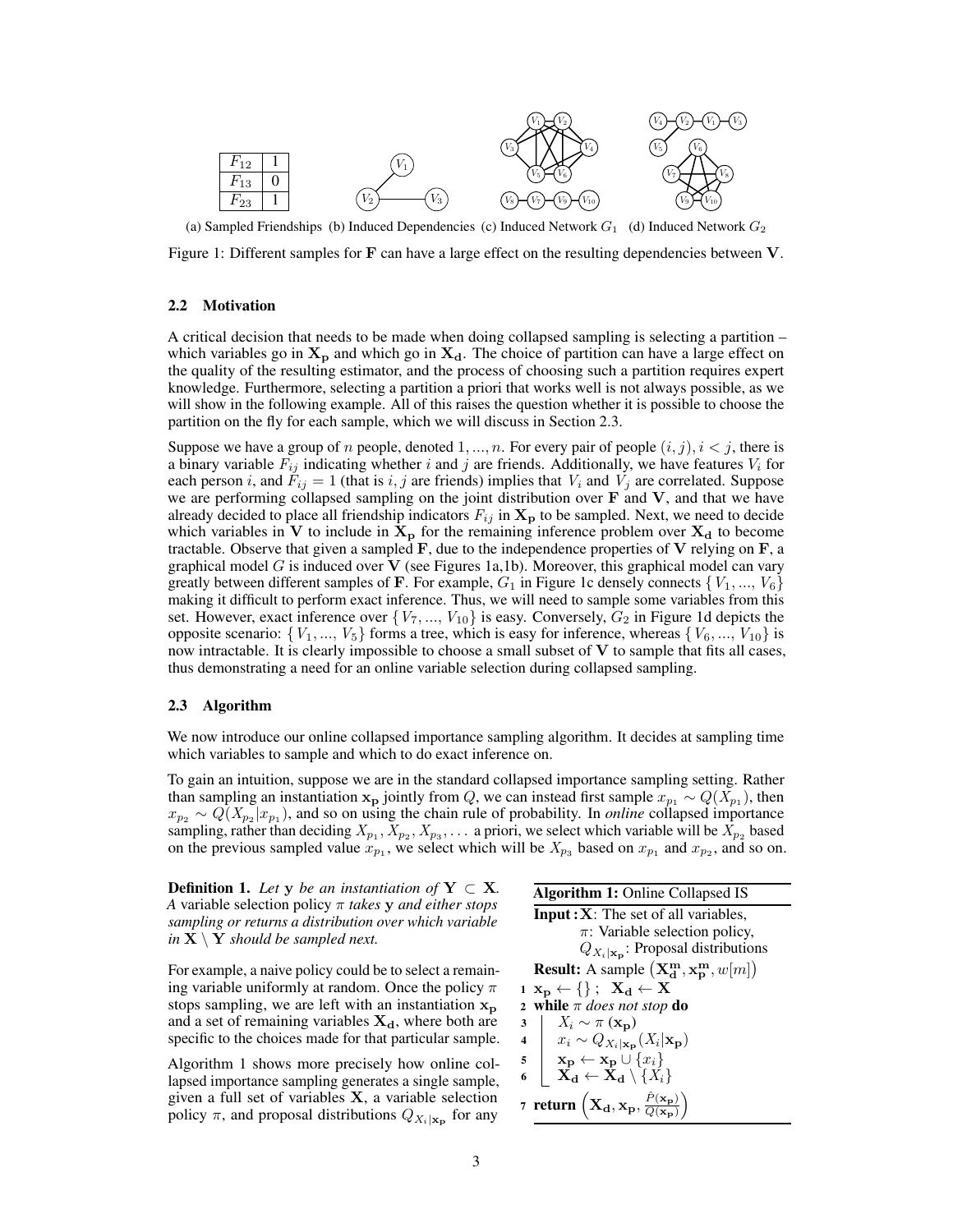| $F_{12}$ | 1 |
|---|---|
| $F_{13}$ | 0 |
| $F_{23}$ | 1 |

(a) Sampled Friendships (b) Induced Dependencies (c) Induced Network $G_1$ (d) Induced Network $G_2$

Figure 1: Different samples for $\mathbf{F}$ can have a large effect on the resulting dependencies between $\mathbf{V}$.

### 2.2 Motivation

A critical decision that needs to be made when doing collapsed sampling is selecting a partition – which variables go in $\mathbf{X_p}$ and which go in $\mathbf{X_d}$. The choice of partition can have a large effect on the quality of the resulting estimator, and the process of choosing such a partition requires expert knowledge. Furthermore, selecting a partition a priori that works well is not always possible, as we will show in the following example. All of this raises the question whether it is possible to choose the partition on the fly for each sample, which we will discuss in Section 2.3.

Suppose we have a group of $n$ people, denoted $1, ..., n$. For every pair of people $(i, j), i < j$, there is a binary variable $F_{ij}$ indicating whether $i$ and $j$ are friends. Additionally, we have features $V_i$ for each person $i$, and $F_{ij} = 1$ (that is $i, j$ are friends) implies that $V_i$ and $V_j$ are correlated. Suppose we are performing collapsed sampling on the joint distribution over $\mathbf{F}$ and $\mathbf{V}$, and that we have already decided to place all friendship indicators $F_{ij}$ in $\mathbf{X_p}$ to be sampled. Next, we need to decide which variables in $\mathbf{V}$ to include in $\mathbf{X_p}$ for the remaining inference problem over $\mathbf{X_d}$ to become tractable. Observe that given a sampled $\mathbf{F}$, due to the independence properties of $\mathbf{V}$ relying on $\mathbf{F}$, a graphical model $G$ is induced over $\mathbf{V}$ (see Figures 1a,1b). Moreover, this graphical model can vary greatly between different samples of $\mathbf{F}$. For example, $G_1$ in Figure 1c densely connects $\{V_1, ..., V_6\}$ making it difficult to perform exact inference. Thus, we will need to sample some variables from this set. However, exact inference over $\{V_7, ..., V_{10}\}$ is easy. Conversely, $G_2$ in Figure 1d depicts the opposite scenario: $\{V_1, ..., V_5\}$ forms a tree, which is easy for inference, whereas $\{V_6, ..., V_{10}\}$ is now intractable. It is clearly impossible to choose a small subset of $\mathbf{V}$ to sample that fits all cases, thus demonstrating a need for an online variable selection during collapsed sampling.

### 2.3 Algorithm

We now introduce our online collapsed importance sampling algorithm. It decides at sampling time which variables to sample and which to do exact inference on.

To gain an intuition, suppose we are in the standard collapsed importance sampling setting. Rather than sampling an instantiation $\mathbf{x_p}$ jointly from $Q$, we can instead first sample $x_{p_1} \sim Q(X_{p_1})$, then $x_{p_2} \sim Q(X_{p_2}|x_{p_1})$, and so on using the chain rule of probability. In *online* collapsed importance sampling, rather than deciding $X_{p_1}, X_{p_2}, X_{p_3}, \ldots$ a priori, we select which variable will be $X_{p_2}$ based on the previous sampled value $x_{p_1}$, we select which will be $X_{p_3}$ based on $x_{p_1}$ and $x_{p_2}$, and so on.

**Definition 1.** *Let* $\mathbf{y}$ *be an instantiation of* $\mathbf{Y} \subset \mathbf{X}$*. A* variable selection policy $\pi$ *takes* $\mathbf{y}$ *and either stops sampling or returns a distribution over which variable in* $\mathbf{X} \setminus \mathbf{Y}$ *should be sampled next.*

For example, a naive policy could be to select a remaining variable uniformly at random. Once the policy $\pi$ stops sampling, we are left with an instantiation $\mathbf{x_p}$ and a set of remaining variables $\mathbf{X_d}$, where both are specific to the choices made for that particular sample.

Algorithm 1 shows more precisely how online collapsed importance sampling generates a single sample, given a full set of variables $\mathbf{X}$, a variable selection policy $\pi$, and proposal distributions $Q_{X_i|\mathbf{x_p}}$ for any

**Algorithm 1:** Online Collapsed IS

**Input :** $\mathbf{X}$: The set of all variables,
$\pi$: Variable selection policy,
$Q_{X_i|\mathbf{x_p}}$: Proposal distributions

**Result:** A sample $\left(\mathbf{X_d^m}, \mathbf{x_p^m}, w[m]\right)$

```
1 x_p ← {} ;  X_d ← X
2 while π does not stop do
3     X_i ~ π(x_p)
4     x_i ~ Q_{X_i|x_p}(X_i|x_p)
5     x_p ← x_p ∪ {x_i}
6     X_d ← X_d \ {X_i}
7 return (X_d, x_p, P̂(x_p)/Q(x_p))
```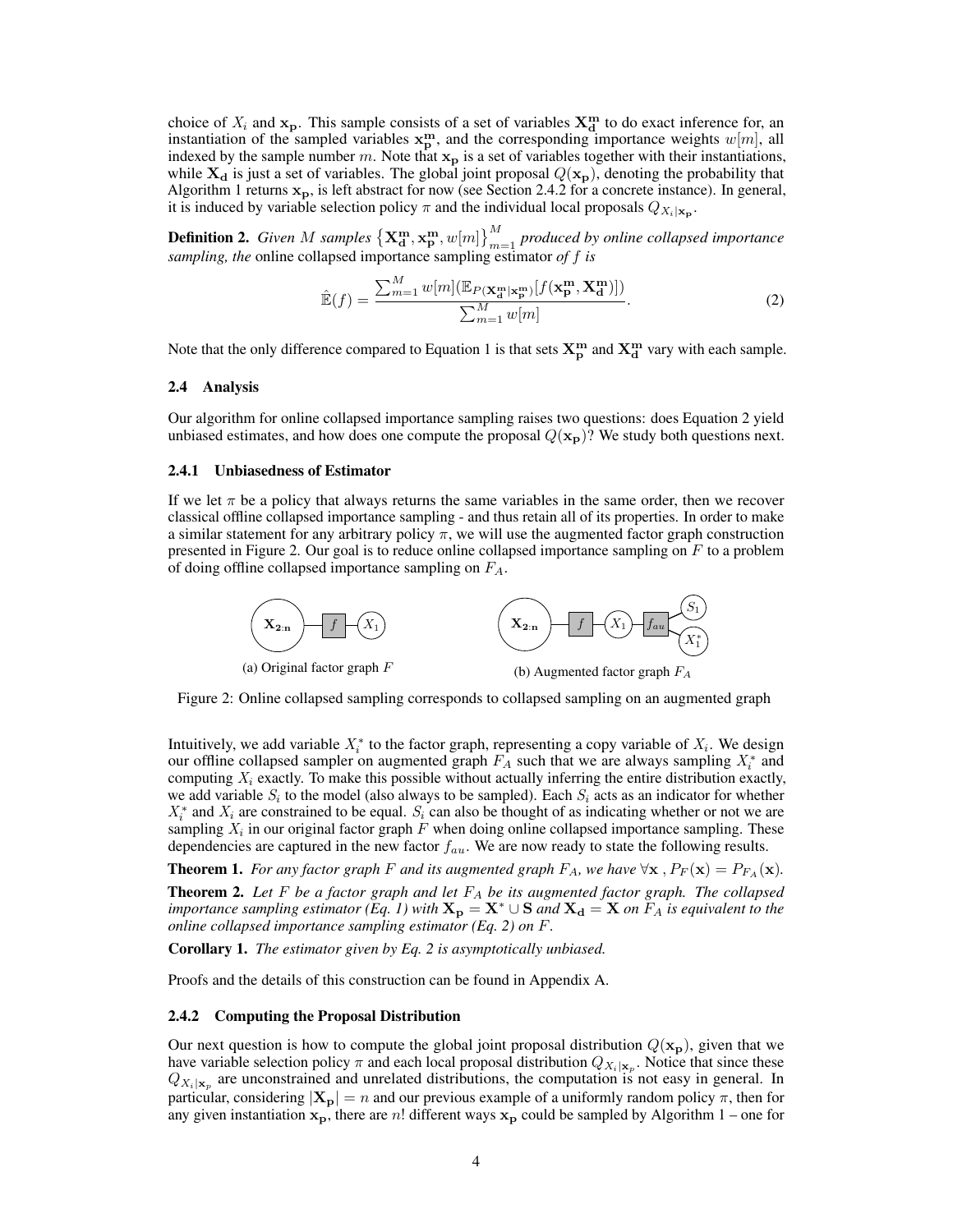choice of $X_i$ and $\mathbf{x_p}$. This sample consists of a set of variables $\mathbf{X_d^m}$ to do exact inference for, an instantiation of the sampled variables $\mathbf{x_p^m}$, and the corresponding importance weights $w[m]$, all indexed by the sample number $m$. Note that $\mathbf{x_p}$ is a set of variables together with their instantiations, while $\mathbf{X_d}$ is just a set of variables. The global joint proposal $Q(\mathbf{x_p})$, denoting the probability that Algorithm 1 returns $\mathbf{x_p}$, is left abstract for now (see Section 2.4.2 for a concrete instance). In general, it is induced by variable selection policy $\pi$ and the individual local proposals $Q_{X_i|\mathbf{x_p}}$.

**Definition 2.** *Given $M$ samples $\left\{\mathbf{X_d^m}, \mathbf{x_p^m}, w[m]\right\}_{m=1}^{M}$ produced by online collapsed importance sampling, the* online collapsed importance sampling estimator *of $f$ is*

$$\hat{\mathbb{E}}(f) = \frac{\sum_{m=1}^{M} w[m](\mathbb{E}_{P(\mathbf{X_d^m}|\mathbf{x_p^m})}[f(\mathbf{x_p^m}, \mathbf{X_d^m})])}{\sum_{m=1}^{M} w[m]}. \tag{2}$$

Note that the only difference compared to Equation 1 is that sets $\mathbf{X_p^m}$ and $\mathbf{X_d^m}$ vary with each sample.

### 2.4 Analysis

Our algorithm for online collapsed importance sampling raises two questions: does Equation 2 yield unbiased estimates, and how does one compute the proposal $Q(\mathbf{x_p})$? We study both questions next.

#### 2.4.1 Unbiasedness of Estimator

If we let $\pi$ be a policy that always returns the same variables in the same order, then we recover classical offline collapsed importance sampling - and thus retain all of its properties. In order to make a similar statement for any arbitrary policy $\pi$, we will use the augmented factor graph construction presented in Figure 2. Our goal is to reduce online collapsed importance sampling on $F$ to a problem of doing offline collapsed importance sampling on $F_A$.

(a) Original factor graph $F$

(b) Augmented factor graph $F_A$

Figure 2: Online collapsed sampling corresponds to collapsed sampling on an augmented graph

Intuitively, we add variable $X_i^*$ to the factor graph, representing a copy variable of $X_i$. We design our offline collapsed sampler on augmented graph $F_A$ such that we are always sampling $X_i^*$ and computing $X_i$ exactly. To make this possible without actually inferring the entire distribution exactly, we add variable $S_i$ to the model (also always to be sampled). Each $S_i$ acts as an indicator for whether $X_i^*$ and $X_i$ are constrained to be equal. $S_i$ can also be thought of as indicating whether or not we are sampling $X_i$ in our original factor graph $F$ when doing online collapsed importance sampling. These dependencies are captured in the new factor $f_{au}$. We are now ready to state the following results.

**Theorem 1.** *For any factor graph $F$ and its augmented graph $F_A$, we have $\forall \mathbf{x}$ , $P_F(\mathbf{x}) = P_{F_A}(\mathbf{x})$.*

**Theorem 2.** *Let $F$ be a factor graph and let $F_A$ be its augmented factor graph. The collapsed importance sampling estimator (Eq. 1) with $\mathbf{X_p} = \mathbf{X}^* \cup \mathbf{S}$ and $\mathbf{X_d} = \mathbf{X}$ on $F_A$ is equivalent to the online collapsed importance sampling estimator (Eq. 2) on $F$.*

**Corollary 1.** *The estimator given by Eq. 2 is asymptotically unbiased.*

Proofs and the details of this construction can be found in Appendix A.

#### 2.4.2 Computing the Proposal Distribution

Our next question is how to compute the global joint proposal distribution $Q(\mathbf{x_p})$, given that we have variable selection policy $\pi$ and each local proposal distribution $Q_{X_i|\mathbf{x}_p}$. Notice that since these $Q_{X_i|\mathbf{x}_p}$ are unconstrained and unrelated distributions, the computation is not easy in general. In particular, considering $|\mathbf{X_p}| = n$ and our previous example of a uniformly random policy $\pi$, then for any given instantiation $\mathbf{x_p}$, there are $n!$ different ways $\mathbf{x_p}$ could be sampled by Algorithm 1 – one for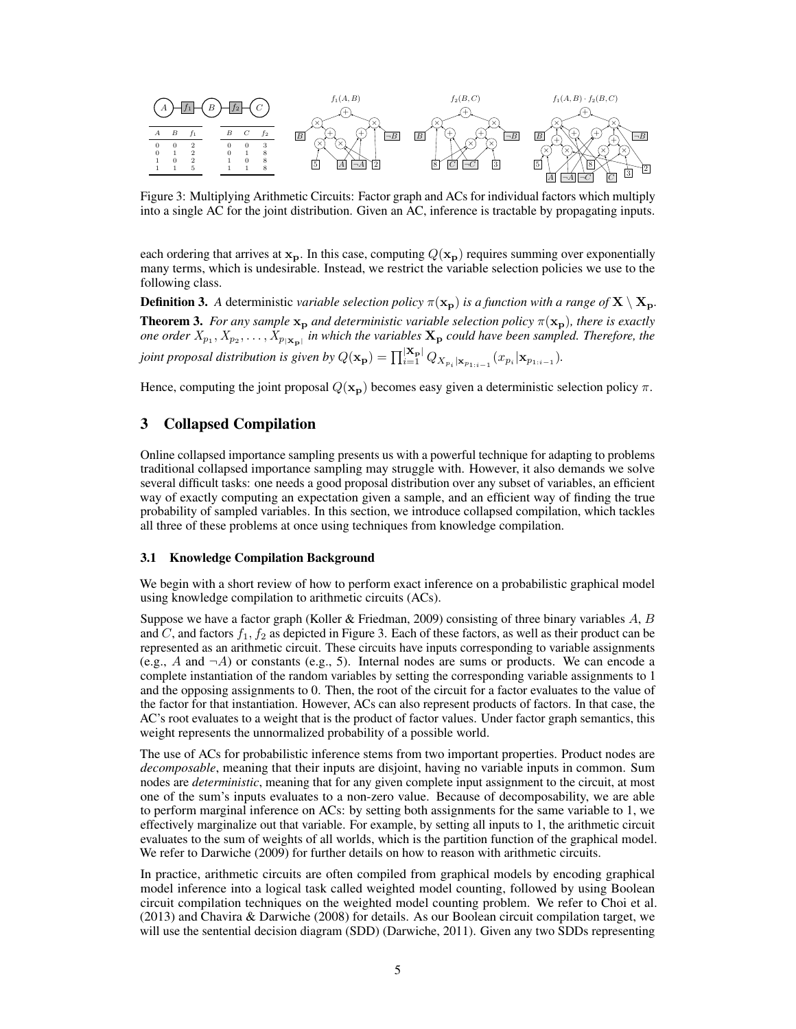| $A$ | $B$ | $f_1$ |
|---|---|---|
| 0 | 0 | 2 |
| 0 | 1 | 2 |
| 1 | 0 | 2 |
| 1 | 1 | 5 |

| $B$ | $C$ | $f_2$ |
|---|---|---|
| 0 | 0 | 3 |
| 0 | 1 | 8 |
| 1 | 0 | 8 |
| 1 | 1 | 8 |

Figure 3: Multiplying Arithmetic Circuits: Factor graph and ACs for individual factors which multiply into a single AC for the joint distribution. Given an AC, inference is tractable by propagating inputs.

each ordering that arrives at $\mathbf{x_p}$. In this case, computing $Q(\mathbf{x_p})$ requires summing over exponentially many terms, which is undesirable. Instead, we restrict the variable selection policies we use to the following class.

**Definition 3.** *A* deterministic *variable selection policy $\pi(\mathbf{x_p})$ is a function with a range of $\mathbf{X} \setminus \mathbf{X_p}$.*

**Theorem 3.** *For any sample $\mathbf{x_p}$ and deterministic variable selection policy $\pi(\mathbf{x_p})$, there is exactly one order $X_{p_1}, X_{p_2}, \ldots, X_{p_{|\mathbf{x_p}|}}$ in which the variables $\mathbf{X_p}$ could have been sampled. Therefore, the joint proposal distribution is given by $Q(\mathbf{x_p}) = \prod_{i=1}^{|\mathbf{X_p}|} Q_{X_{p_i}|\mathbf{x}_{p_{1:i-1}}}(x_{p_i}|\mathbf{x}_{p_{1:i-1}})$.*

Hence, computing the joint proposal $Q(\mathbf{x_p})$ becomes easy given a deterministic selection policy $\pi$.

## 3 Collapsed Compilation

Online collapsed importance sampling presents us with a powerful technique for adapting to problems traditional collapsed importance sampling may struggle with. However, it also demands we solve several difficult tasks: one needs a good proposal distribution over any subset of variables, an efficient way of exactly computing an expectation given a sample, and an efficient way of finding the true probability of sampled variables. In this section, we introduce collapsed compilation, which tackles all three of these problems at once using techniques from knowledge compilation.

### 3.1 Knowledge Compilation Background

We begin with a short review of how to perform exact inference on a probabilistic graphical model using knowledge compilation to arithmetic circuits (ACs).

Suppose we have a factor graph (Koller & Friedman, 2009) consisting of three binary variables $A$, $B$ and $C$, and factors $f_1, f_2$ as depicted in Figure 3. Each of these factors, as well as their product can be represented as an arithmetic circuit. These circuits have inputs corresponding to variable assignments (e.g., $A$ and $\neg A$) or constants (e.g., 5). Internal nodes are sums or products. We can encode a complete instantiation of the random variables by setting the corresponding variable assignments to 1 and the opposing assignments to 0. Then, the root of the circuit for a factor evaluates to the value of the factor for that instantiation. However, ACs can also represent products of factors. In that case, the AC's root evaluates to a weight that is the product of factor values. Under factor graph semantics, this weight represents the unnormalized probability of a possible world.

The use of ACs for probabilistic inference stems from two important properties. Product nodes are *decomposable*, meaning that their inputs are disjoint, having no variable inputs in common. Sum nodes are *deterministic*, meaning that for any given complete input assignment to the circuit, at most one of the sum's inputs evaluates to a non-zero value. Because of decomposability, we are able to perform marginal inference on ACs: by setting both assignments for the same variable to 1, we effectively marginalize out that variable. For example, by setting all inputs to 1, the arithmetic circuit evaluates to the sum of weights of all worlds, which is the partition function of the graphical model. We refer to Darwiche (2009) for further details on how to reason with arithmetic circuits.

In practice, arithmetic circuits are often compiled from graphical models by encoding graphical model inference into a logical task called weighted model counting, followed by using Boolean circuit compilation techniques on the weighted model counting problem. We refer to Choi et al. (2013) and Chavira & Darwiche (2008) for details. As our Boolean circuit compilation target, we will use the sentential decision diagram (SDD) (Darwiche, 2011). Given any two SDDs representing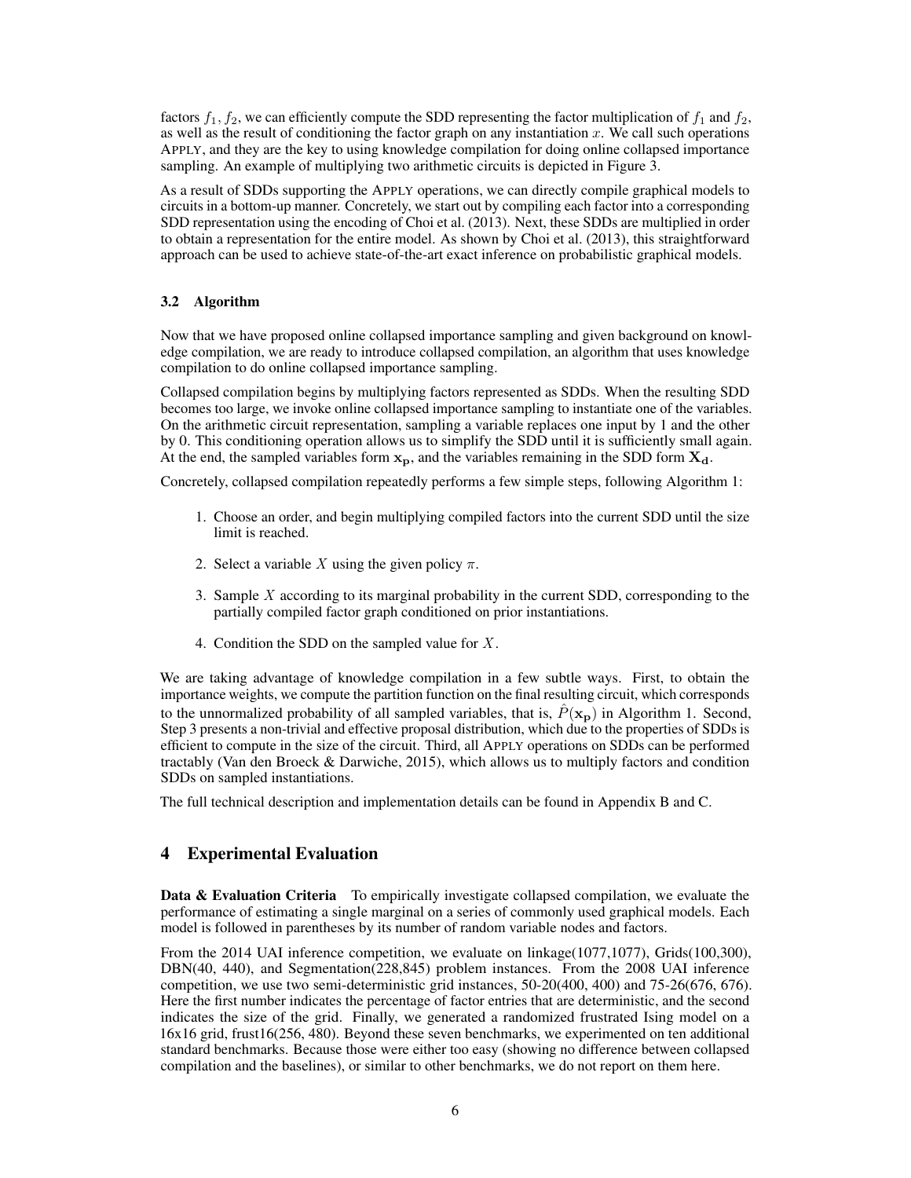factors $f_1, f_2$, we can efficiently compute the SDD representing the factor multiplication of $f_1$ and $f_2$, as well as the result of conditioning the factor graph on any instantiation $x$. We call such operations APPLY, and they are the key to using knowledge compilation for doing online collapsed importance sampling. An example of multiplying two arithmetic circuits is depicted in Figure 3.

As a result of SDDs supporting the APPLY operations, we can directly compile graphical models to circuits in a bottom-up manner. Concretely, we start out by compiling each factor into a corresponding SDD representation using the encoding of Choi et al. (2013). Next, these SDDs are multiplied in order to obtain a representation for the entire model. As shown by Choi et al. (2013), this straightforward approach can be used to achieve state-of-the-art exact inference on probabilistic graphical models.

### 3.2 Algorithm

Now that we have proposed online collapsed importance sampling and given background on knowledge compilation, we are ready to introduce collapsed compilation, an algorithm that uses knowledge compilation to do online collapsed importance sampling.

Collapsed compilation begins by multiplying factors represented as SDDs. When the resulting SDD becomes too large, we invoke online collapsed importance sampling to instantiate one of the variables. On the arithmetic circuit representation, sampling a variable replaces one input by 1 and the other by 0. This conditioning operation allows us to simplify the SDD until it is sufficiently small again. At the end, the sampled variables form $\mathbf{x_p}$, and the variables remaining in the SDD form $\mathbf{X_d}$.

Concretely, collapsed compilation repeatedly performs a few simple steps, following Algorithm 1:

1. Choose an order, and begin multiplying compiled factors into the current SDD until the size limit is reached.
2. Select a variable $X$ using the given policy $\pi$.
3. Sample $X$ according to its marginal probability in the current SDD, corresponding to the partially compiled factor graph conditioned on prior instantiations.
4. Condition the SDD on the sampled value for $X$.

We are taking advantage of knowledge compilation in a few subtle ways. First, to obtain the importance weights, we compute the partition function on the final resulting circuit, which corresponds to the unnormalized probability of all sampled variables, that is, $\hat{P}(\mathbf{x_p})$ in Algorithm 1. Second, Step 3 presents a non-trivial and effective proposal distribution, which due to the properties of SDDs is efficient to compute in the size of the circuit. Third, all APPLY operations on SDDs can be performed tractably (Van den Broeck & Darwiche, 2015), which allows us to multiply factors and condition SDDs on sampled instantiations.

The full technical description and implementation details can be found in Appendix B and C.

## 4 Experimental Evaluation

**Data & Evaluation Criteria** To empirically investigate collapsed compilation, we evaluate the performance of estimating a single marginal on a series of commonly used graphical models. Each model is followed in parentheses by its number of random variable nodes and factors.

From the 2014 UAI inference competition, we evaluate on linkage(1077,1077), Grids(100,300), DBN(40, 440), and Segmentation(228,845) problem instances. From the 2008 UAI inference competition, we use two semi-deterministic grid instances, 50-20(400, 400) and 75-26(676, 676). Here the first number indicates the percentage of factor entries that are deterministic, and the second indicates the size of the grid. Finally, we generated a randomized frustrated Ising model on a 16x16 grid, frust16(256, 480). Beyond these seven benchmarks, we experimented on ten additional standard benchmarks. Because those were either too easy (showing no difference between collapsed compilation and the baselines), or similar to other benchmarks, we do not report on them here.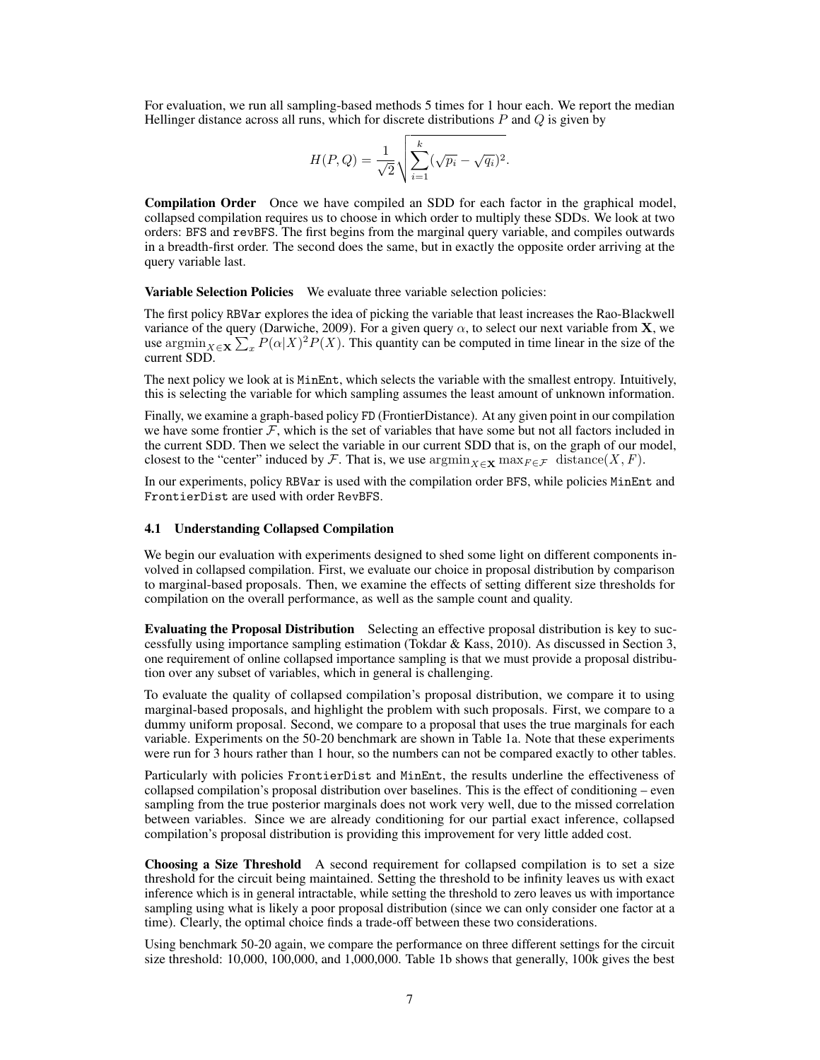For evaluation, we run all sampling-based methods 5 times for 1 hour each. We report the median Hellinger distance across all runs, which for discrete distributions $P$ and $Q$ is given by

$$H(P,Q) = \frac{1}{\sqrt{2}} \sqrt{\sum_{i=1}^{k} (\sqrt{p_i} - \sqrt{q_i})^2}.$$

**Compilation Order** Once we have compiled an SDD for each factor in the graphical model, collapsed compilation requires us to choose in which order to multiply these SDDs. We look at two orders: BFS and revBFS. The first begins from the marginal query variable, and compiles outwards in a breadth-first order. The second does the same, but in exactly the opposite order arriving at the query variable last.

**Variable Selection Policies** We evaluate three variable selection policies:

The first policy RBVar explores the idea of picking the variable that least increases the Rao-Blackwell variance of the query (Darwiche, 2009). For a given query $\alpha$, to select our next variable from $\mathbf{X}$, we use $\operatorname{argmin}_{X \in \mathbf{X}} \sum_x P(\alpha|X)^2 P(X)$. This quantity can be computed in time linear in the size of the current SDD.

The next policy we look at is MinEnt, which selects the variable with the smallest entropy. Intuitively, this is selecting the variable for which sampling assumes the least amount of unknown information.

Finally, we examine a graph-based policy FD (FrontierDistance). At any given point in our compilation we have some frontier $\mathcal{F}$, which is the set of variables that have some but not all factors included in the current SDD. Then we select the variable in our current SDD that is, on the graph of our model, closest to the "center" induced by $\mathcal{F}$. That is, we use $\operatorname{argmin}_{X \in \mathbf{X}} \max_{F \in \mathcal{F}} \text{ distance}(X, F)$.

In our experiments, policy RBVar is used with the compilation order BFS, while policies MinEnt and FrontierDist are used with order RevBFS.

### 4.1 Understanding Collapsed Compilation

We begin our evaluation with experiments designed to shed some light on different components involved in collapsed compilation. First, we evaluate our choice in proposal distribution by comparison to marginal-based proposals. Then, we examine the effects of setting different size thresholds for compilation on the overall performance, as well as the sample count and quality.

**Evaluating the Proposal Distribution** Selecting an effective proposal distribution is key to successfully using importance sampling estimation (Tokdar & Kass, 2010). As discussed in Section 3, one requirement of online collapsed importance sampling is that we must provide a proposal distribution over any subset of variables, which in general is challenging.

To evaluate the quality of collapsed compilation's proposal distribution, we compare it to using marginal-based proposals, and highlight the problem with such proposals. First, we compare to a dummy uniform proposal. Second, we compare to a proposal that uses the true marginals for each variable. Experiments on the 50-20 benchmark are shown in Table 1a. Note that these experiments were run for 3 hours rather than 1 hour, so the numbers can not be compared exactly to other tables.

Particularly with policies FrontierDist and MinEnt, the results underline the effectiveness of collapsed compilation's proposal distribution over baselines. This is the effect of conditioning – even sampling from the true posterior marginals does not work very well, due to the missed correlation between variables. Since we are already conditioning for our partial exact inference, collapsed compilation's proposal distribution is providing this improvement for very little added cost.

**Choosing a Size Threshold** A second requirement for collapsed compilation is to set a size threshold for the circuit being maintained. Setting the threshold to be infinity leaves us with exact inference which is in general intractable, while setting the threshold to zero leaves us with importance sampling using what is likely a poor proposal distribution (since we can only consider one factor at a time). Clearly, the optimal choice finds a trade-off between these two considerations.

Using benchmark 50-20 again, we compare the performance on three different settings for the circuit size threshold: 10,000, 100,000, and 1,000,000. Table 1b shows that generally, 100k gives the best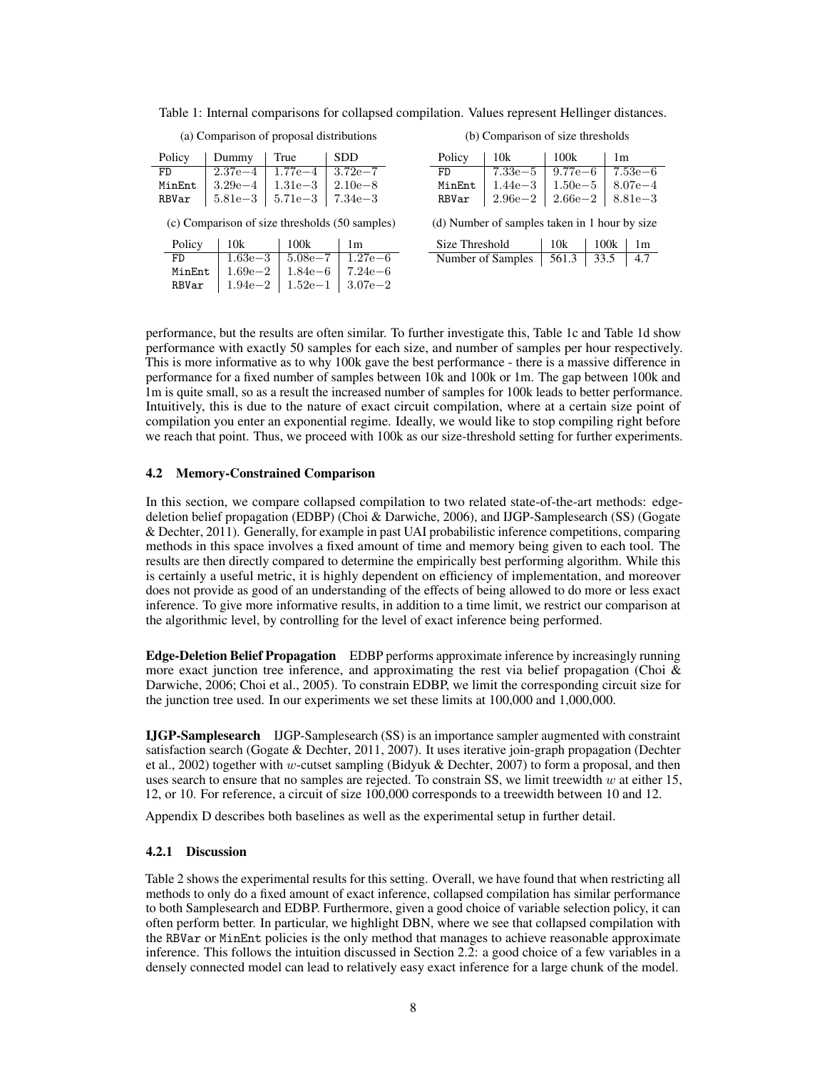Table 1: Internal comparisons for collapsed compilation. Values represent Hellinger distances.

(a) Comparison of proposal distributions

| Policy | Dummy | True | SDD |
|---|---|---|---|
| FD | $2.37e{-4}$ | $1.77e{-4}$ | $3.72e{-7}$ |
| MinEnt | $3.29e{-4}$ | $1.31e{-3}$ | $2.10e{-8}$ |
| RBVar | $5.81e{-3}$ | $5.71e{-3}$ | $7.34e{-3}$ |

(b) Comparison of size thresholds

| Policy | 10k | 100k | 1m |
|---|---|---|---|
| FD | $7.33e{-5}$ | $9.77e{-6}$ | $7.53e{-6}$ |
| MinEnt | $1.44e{-3}$ | $1.50e{-5}$ | $8.07e{-4}$ |
| RBVar | $2.96e{-2}$ | $2.66e{-2}$ | $8.81e{-3}$ |

(c) Comparison of size thresholds (50 samples)

| Policy | 10k | 100k | 1m |
|---|---|---|---|
| FD | $1.63e{-3}$ | $5.08e{-7}$ | $1.27e{-6}$ |
| MinEnt | $1.69e{-2}$ | $1.84e{-6}$ | $7.24e{-6}$ |
| RBVar | $1.94e{-2}$ | $1.52e{-1}$ | $3.07e{-2}$ |

(d) Number of samples taken in 1 hour by size

| Size Threshold | 10k | 100k | 1m |
|---|---|---|---|
| Number of Samples | 561.3 | 33.5 | 4.7 |

performance, but the results are often similar. To further investigate this, Table 1c and Table 1d show performance with exactly 50 samples for each size, and number of samples per hour respectively. This is more informative as to why 100k gave the best performance - there is a massive difference in performance for a fixed number of samples between 10k and 100k or 1m. The gap between 100k and 1m is quite small, so as a result the increased number of samples for 100k leads to better performance. Intuitively, this is due to the nature of exact circuit compilation, where at a certain size point of compilation you enter an exponential regime. Ideally, we would like to stop compiling right before we reach that point. Thus, we proceed with 100k as our size-threshold setting for further experiments.

### 4.2 Memory-Constrained Comparison

In this section, we compare collapsed compilation to two related state-of-the-art methods: edge-deletion belief propagation (EDBP) (Choi & Darwiche, 2006), and IJGP-Samplesearch (SS) (Gogate & Dechter, 2011). Generally, for example in past UAI probabilistic inference competitions, comparing methods in this space involves a fixed amount of time and memory being given to each tool. The results are then directly compared to determine the empirically best performing algorithm. While this is certainly a useful metric, it is highly dependent on efficiency of implementation, and moreover does not provide as good of an understanding of the effects of being allowed to do more or less exact inference. To give more informative results, in addition to a time limit, we restrict our comparison at the algorithmic level, by controlling for the level of exact inference being performed.

**Edge-Deletion Belief Propagation** EDBP performs approximate inference by increasingly running more exact junction tree inference, and approximating the rest via belief propagation (Choi & Darwiche, 2006; Choi et al., 2005). To constrain EDBP, we limit the corresponding circuit size for the junction tree used. In our experiments we set these limits at 100,000 and 1,000,000.

**IJGP-Samplesearch** IJGP-Samplesearch (SS) is an importance sampler augmented with constraint satisfaction search (Gogate & Dechter, 2011, 2007). It uses iterative join-graph propagation (Dechter et al., 2002) together with $w$-cutset sampling (Bidyuk & Dechter, 2007) to form a proposal, and then uses search to ensure that no samples are rejected. To constrain SS, we limit treewidth $w$ at either 15, 12, or 10. For reference, a circuit of size 100,000 corresponds to a treewidth between 10 and 12.

Appendix D describes both baselines as well as the experimental setup in further detail.

#### 4.2.1 Discussion

Table 2 shows the experimental results for this setting. Overall, we have found that when restricting all methods to only do a fixed amount of exact inference, collapsed compilation has similar performance to both Samplesearch and EDBP. Furthermore, given a good choice of variable selection policy, it can often perform better. In particular, we highlight DBN, where we see that collapsed compilation with the RBVar or MinEnt policies is the only method that manages to achieve reasonable approximate inference. This follows the intuition discussed in Section 2.2: a good choice of a few variables in a densely connected model can lead to relatively easy exact inference for a large chunk of the model.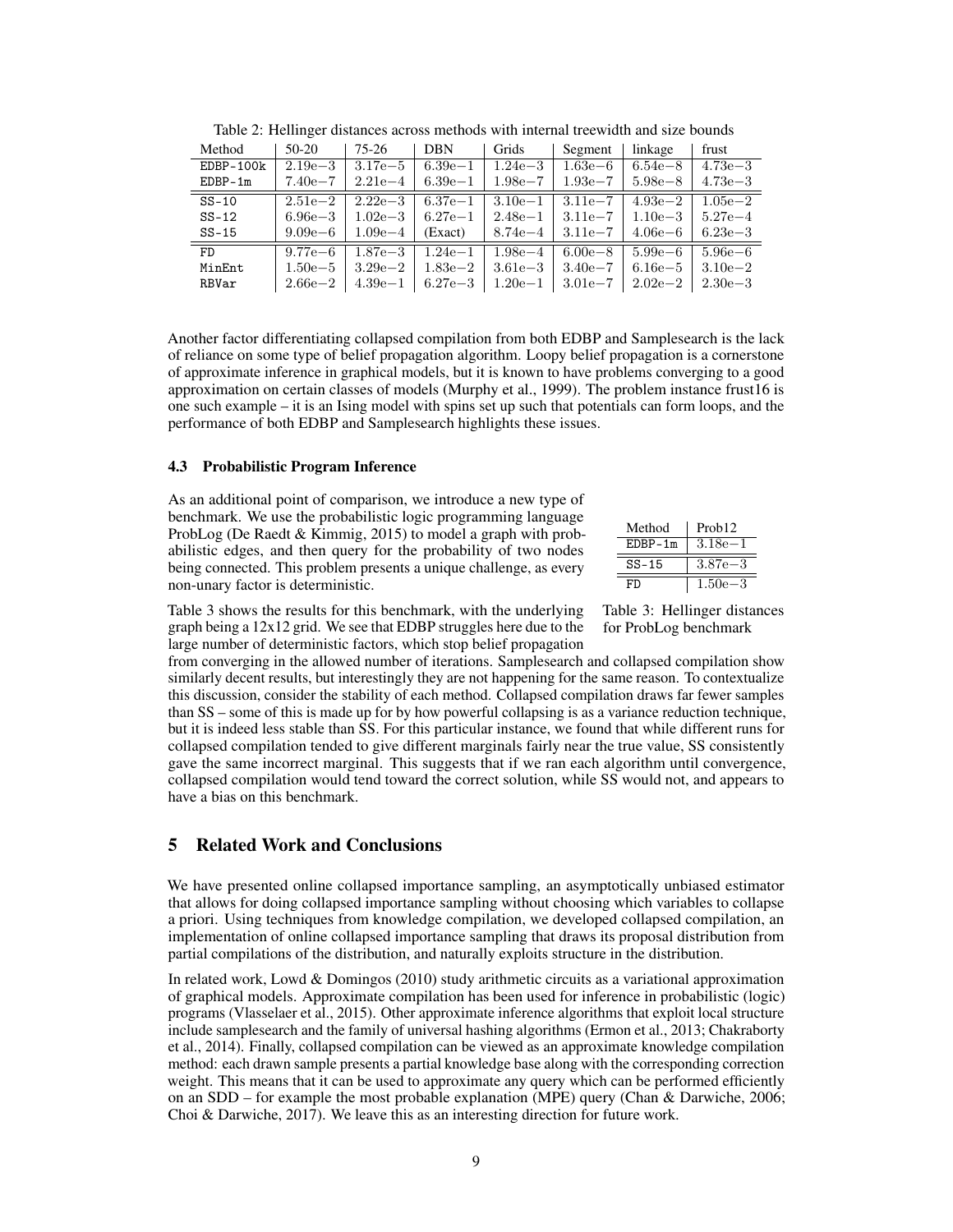Table 2: Hellinger distances across methods with internal treewidth and size bounds

| Method | 50-20 | 75-26 | DBN | Grids | Segment | linkage | frust |
|---|---|---|---|---|---|---|---|
| EDBP-100k | 2.19e−3 | 3.17e−5 | 6.39e−1 | 1.24e−3 | 1.63e−6 | 6.54e−8 | 4.73e−3 |
| EDBP-1m | 7.40e−7 | 2.21e−4 | 6.39e−1 | 1.98e−7 | 1.93e−7 | 5.98e−8 | 4.73e−3 |
| SS-10 | 2.51e−2 | 2.22e−3 | 6.37e−1 | 3.10e−1 | 3.11e−7 | 4.93e−2 | 1.05e−2 |
| SS-12 | 6.96e−3 | 1.02e−3 | 6.27e−1 | 2.48e−1 | 3.11e−7 | 1.10e−3 | 5.27e−4 |
| SS-15 | 9.09e−6 | 1.09e−4 | (Exact) | 8.74e−4 | 3.11e−7 | 4.06e−6 | 6.23e−3 |
| FD | 9.77e−6 | 1.87e−3 | 1.24e−1 | 1.98e−4 | 6.00e−8 | 5.99e−6 | 5.96e−6 |
| MinEnt | 1.50e−5 | 3.29e−2 | 1.83e−2 | 3.61e−3 | 3.40e−7 | 6.16e−5 | 3.10e−2 |
| RBVar | 2.66e−2 | 4.39e−1 | 6.27e−3 | 1.20e−1 | 3.01e−7 | 2.02e−2 | 2.30e−3 |

Another factor differentiating collapsed compilation from both EDBP and Samplesearch is the lack of reliance on some type of belief propagation algorithm. Loopy belief propagation is a cornerstone of approximate inference in graphical models, but it is known to have problems converging to a good approximation on certain classes of models (Murphy et al., 1999). The problem instance frust16 is one such example – it is an Ising model with spins set up such that potentials can form loops, and the performance of both EDBP and Samplesearch highlights these issues.

### 4.3 Probabilistic Program Inference

As an additional point of comparison, we introduce a new type of benchmark. We use the probabilistic logic programming language ProbLog (De Raedt & Kimmig, 2015) to model a graph with probabilistic edges, and then query for the probability of two nodes being connected. This problem presents a unique challenge, as every non-unary factor is deterministic.

| Method | Prob12 |
|---|---|
| EDBP-1m | 3.18e−1 |
| SS-15 | 3.87e−3 |
| FD | 1.50e−3 |

Table 3: Hellinger distances for ProbLog benchmark

Table 3 shows the results for this benchmark, with the underlying graph being a 12x12 grid. We see that EDBP struggles here due to the large number of deterministic factors, which stop belief propagation from converging in the allowed number of iterations. Samplesearch and collapsed compilation show similarly decent results, but interestingly they are not happening for the same reason. To contextualize this discussion, consider the stability of each method. Collapsed compilation draws far fewer samples than SS – some of this is made up for by how powerful collapsing is as a variance reduction technique, but it is indeed less stable than SS. For this particular instance, we found that while different runs for collapsed compilation tended to give different marginals fairly near the true value, SS consistently gave the same incorrect marginal. This suggests that if we ran each algorithm until convergence, collapsed compilation would tend toward the correct solution, while SS would not, and appears to have a bias on this benchmark.

## 5 Related Work and Conclusions

We have presented online collapsed importance sampling, an asymptotically unbiased estimator that allows for doing collapsed importance sampling without choosing which variables to collapse a priori. Using techniques from knowledge compilation, we developed collapsed compilation, an implementation of online collapsed importance sampling that draws its proposal distribution from partial compilations of the distribution, and naturally exploits structure in the distribution.

In related work, Lowd & Domingos (2010) study arithmetic circuits as a variational approximation of graphical models. Approximate compilation has been used for inference in probabilistic (logic) programs (Vlasselaer et al., 2015). Other approximate inference algorithms that exploit local structure include samplesearch and the family of universal hashing algorithms (Ermon et al., 2013; Chakraborty et al., 2014). Finally, collapsed compilation can be viewed as an approximate knowledge compilation method: each drawn sample presents a partial knowledge base along with the corresponding correction weight. This means that it can be used to approximate any query which can be performed efficiently on an SDD – for example the most probable explanation (MPE) query (Chan & Darwiche, 2006; Choi & Darwiche, 2017). We leave this as an interesting direction for future work.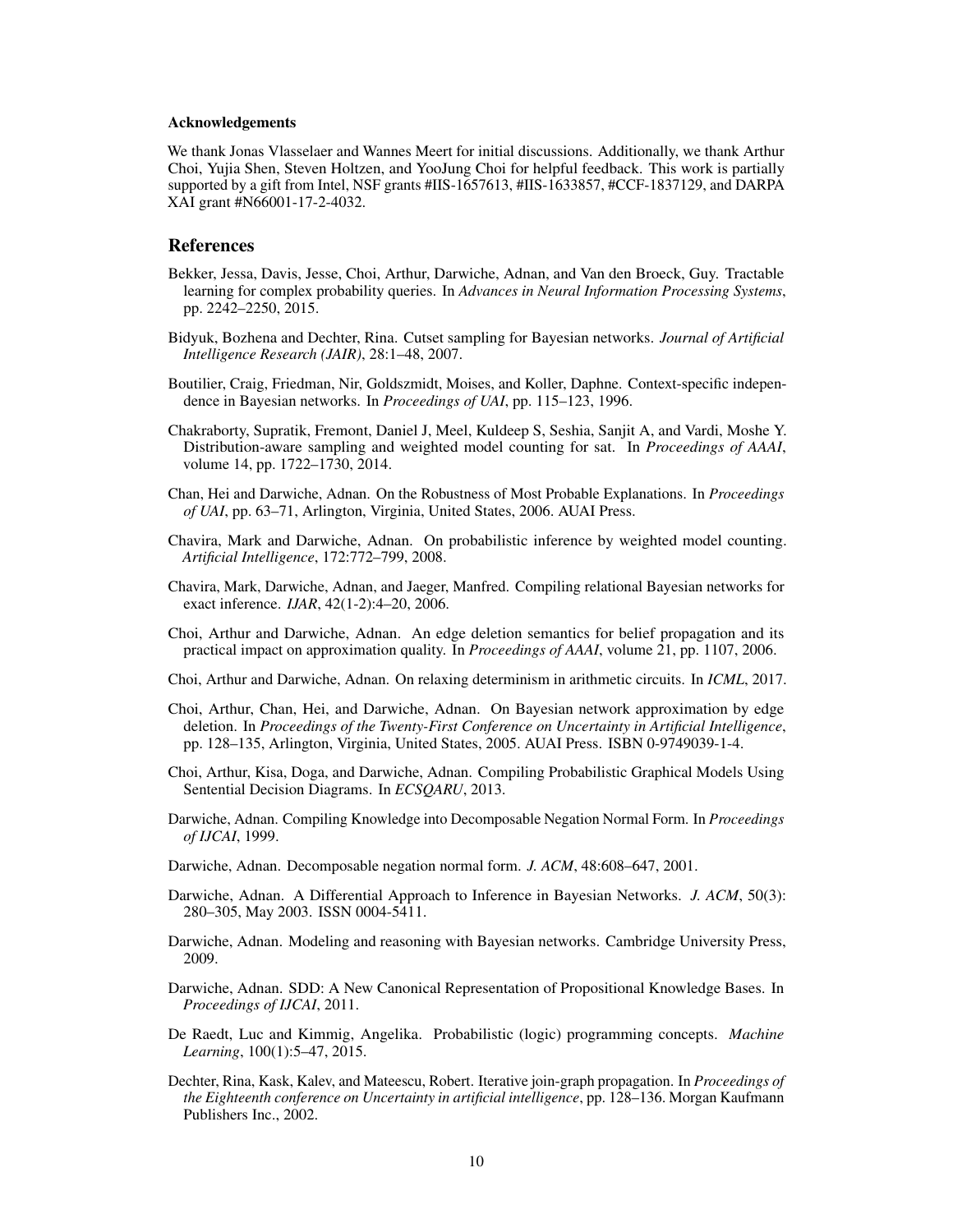#### Acknowledgements

We thank Jonas Vlasselaer and Wannes Meert for initial discussions. Additionally, we thank Arthur Choi, Yujia Shen, Steven Holtzen, and YooJung Choi for helpful feedback. This work is partially supported by a gift from Intel, NSF grants #IIS-1657613, #IIS-1633857, #CCF-1837129, and DARPA XAI grant #N66001-17-2-4032.

## References

Bekker, Jessa, Davis, Jesse, Choi, Arthur, Darwiche, Adnan, and Van den Broeck, Guy. Tractable learning for complex probability queries. In *Advances in Neural Information Processing Systems*, pp. 2242–2250, 2015.

Bidyuk, Bozhena and Dechter, Rina. Cutset sampling for Bayesian networks. *Journal of Artificial Intelligence Research (JAIR)*, 28:1–48, 2007.

Boutilier, Craig, Friedman, Nir, Goldszmidt, Moises, and Koller, Daphne. Context-specific independence in Bayesian networks. In *Proceedings of UAI*, pp. 115–123, 1996.

Chakraborty, Supratik, Fremont, Daniel J, Meel, Kuldeep S, Seshia, Sanjit A, and Vardi, Moshe Y. Distribution-aware sampling and weighted model counting for sat. In *Proceedings of AAAI*, volume 14, pp. 1722–1730, 2014.

Chan, Hei and Darwiche, Adnan. On the Robustness of Most Probable Explanations. In *Proceedings of UAI*, pp. 63–71, Arlington, Virginia, United States, 2006. AUAI Press.

Chavira, Mark and Darwiche, Adnan. On probabilistic inference by weighted model counting. *Artificial Intelligence*, 172:772–799, 2008.

Chavira, Mark, Darwiche, Adnan, and Jaeger, Manfred. Compiling relational Bayesian networks for exact inference. *IJAR*, 42(1-2):4–20, 2006.

Choi, Arthur and Darwiche, Adnan. An edge deletion semantics for belief propagation and its practical impact on approximation quality. In *Proceedings of AAAI*, volume 21, pp. 1107, 2006.

Choi, Arthur and Darwiche, Adnan. On relaxing determinism in arithmetic circuits. In *ICML*, 2017.

Choi, Arthur, Chan, Hei, and Darwiche, Adnan. On Bayesian network approximation by edge deletion. In *Proceedings of the Twenty-First Conference on Uncertainty in Artificial Intelligence*, pp. 128–135, Arlington, Virginia, United States, 2005. AUAI Press. ISBN 0-9749039-1-4.

Choi, Arthur, Kisa, Doga, and Darwiche, Adnan. Compiling Probabilistic Graphical Models Using Sentential Decision Diagrams. In *ECSQARU*, 2013.

Darwiche, Adnan. Compiling Knowledge into Decomposable Negation Normal Form. In *Proceedings of IJCAI*, 1999.

Darwiche, Adnan. Decomposable negation normal form. *J. ACM*, 48:608–647, 2001.

Darwiche, Adnan. A Differential Approach to Inference in Bayesian Networks. *J. ACM*, 50(3): 280–305, May 2003. ISSN 0004-5411.

Darwiche, Adnan. Modeling and reasoning with Bayesian networks. Cambridge University Press, 2009.

Darwiche, Adnan. SDD: A New Canonical Representation of Propositional Knowledge Bases. In *Proceedings of IJCAI*, 2011.

De Raedt, Luc and Kimmig, Angelika. Probabilistic (logic) programming concepts. *Machine Learning*, 100(1):5–47, 2015.

Dechter, Rina, Kask, Kalev, and Mateescu, Robert. Iterative join-graph propagation. In *Proceedings of the Eighteenth conference on Uncertainty in artificial intelligence*, pp. 128–136. Morgan Kaufmann Publishers Inc., 2002.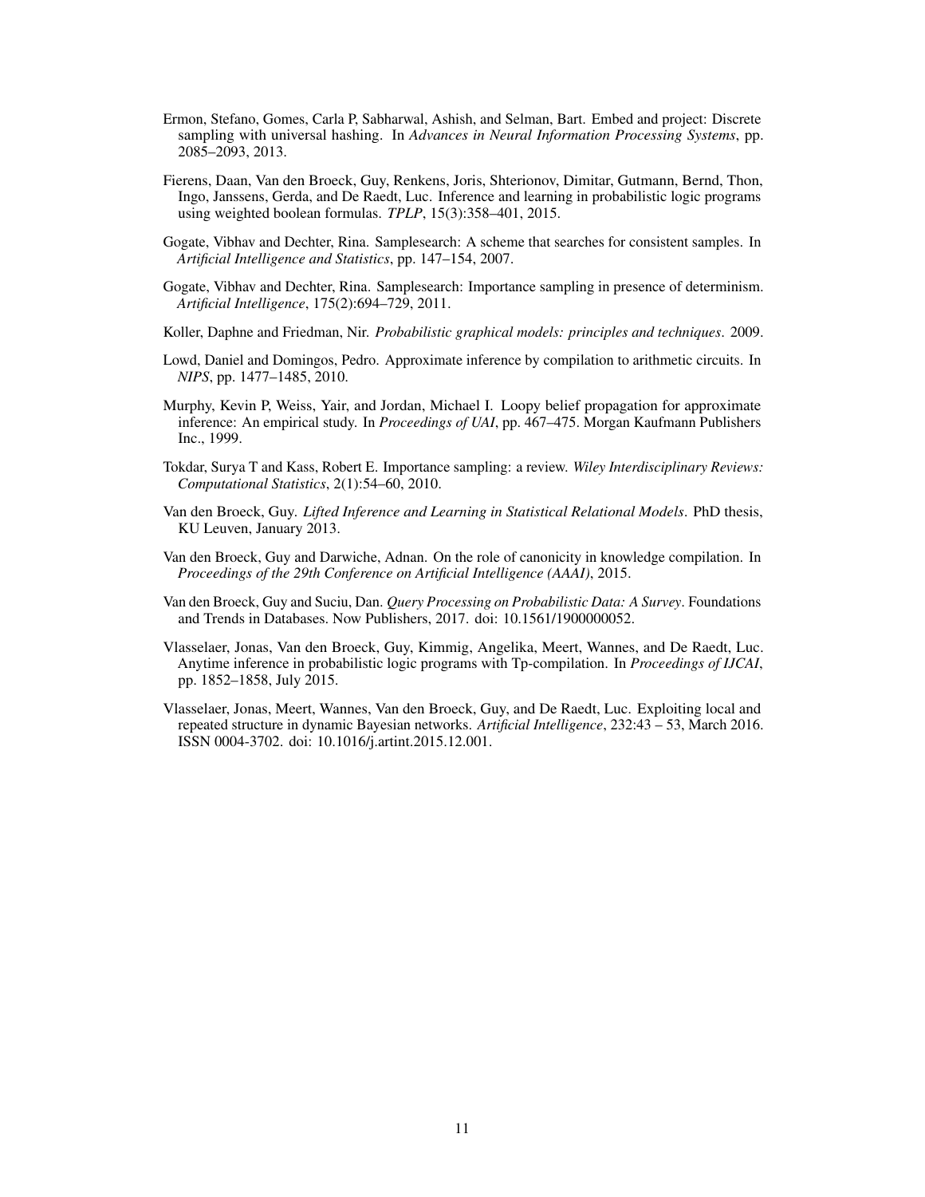Ermon, Stefano, Gomes, Carla P, Sabharwal, Ashish, and Selman, Bart. Embed and project: Discrete sampling with universal hashing. In *Advances in Neural Information Processing Systems*, pp. 2085–2093, 2013.

Fierens, Daan, Van den Broeck, Guy, Renkens, Joris, Shterionov, Dimitar, Gutmann, Bernd, Thon, Ingo, Janssens, Gerda, and De Raedt, Luc. Inference and learning in probabilistic logic programs using weighted boolean formulas. *TPLP*, 15(3):358–401, 2015.

Gogate, Vibhav and Dechter, Rina. Samplesearch: A scheme that searches for consistent samples. In *Artificial Intelligence and Statistics*, pp. 147–154, 2007.

Gogate, Vibhav and Dechter, Rina. Samplesearch: Importance sampling in presence of determinism. *Artificial Intelligence*, 175(2):694–729, 2011.

Koller, Daphne and Friedman, Nir. *Probabilistic graphical models: principles and techniques*. 2009.

Lowd, Daniel and Domingos, Pedro. Approximate inference by compilation to arithmetic circuits. In *NIPS*, pp. 1477–1485, 2010.

Murphy, Kevin P, Weiss, Yair, and Jordan, Michael I. Loopy belief propagation for approximate inference: An empirical study. In *Proceedings of UAI*, pp. 467–475. Morgan Kaufmann Publishers Inc., 1999.

Tokdar, Surya T and Kass, Robert E. Importance sampling: a review. *Wiley Interdisciplinary Reviews: Computational Statistics*, 2(1):54–60, 2010.

Van den Broeck, Guy. *Lifted Inference and Learning in Statistical Relational Models*. PhD thesis, KU Leuven, January 2013.

Van den Broeck, Guy and Darwiche, Adnan. On the role of canonicity in knowledge compilation. In *Proceedings of the 29th Conference on Artificial Intelligence (AAAI)*, 2015.

Van den Broeck, Guy and Suciu, Dan. *Query Processing on Probabilistic Data: A Survey*. Foundations and Trends in Databases. Now Publishers, 2017. doi: 10.1561/1900000052.

Vlasselaer, Jonas, Van den Broeck, Guy, Kimmig, Angelika, Meert, Wannes, and De Raedt, Luc. Anytime inference in probabilistic logic programs with Tp-compilation. In *Proceedings of IJCAI*, pp. 1852–1858, July 2015.

Vlasselaer, Jonas, Meert, Wannes, Van den Broeck, Guy, and De Raedt, Luc. Exploiting local and repeated structure in dynamic Bayesian networks. *Artificial Intelligence*, 232:43 – 53, March 2016. ISSN 0004-3702. doi: 10.1016/j.artint.2015.12.001.